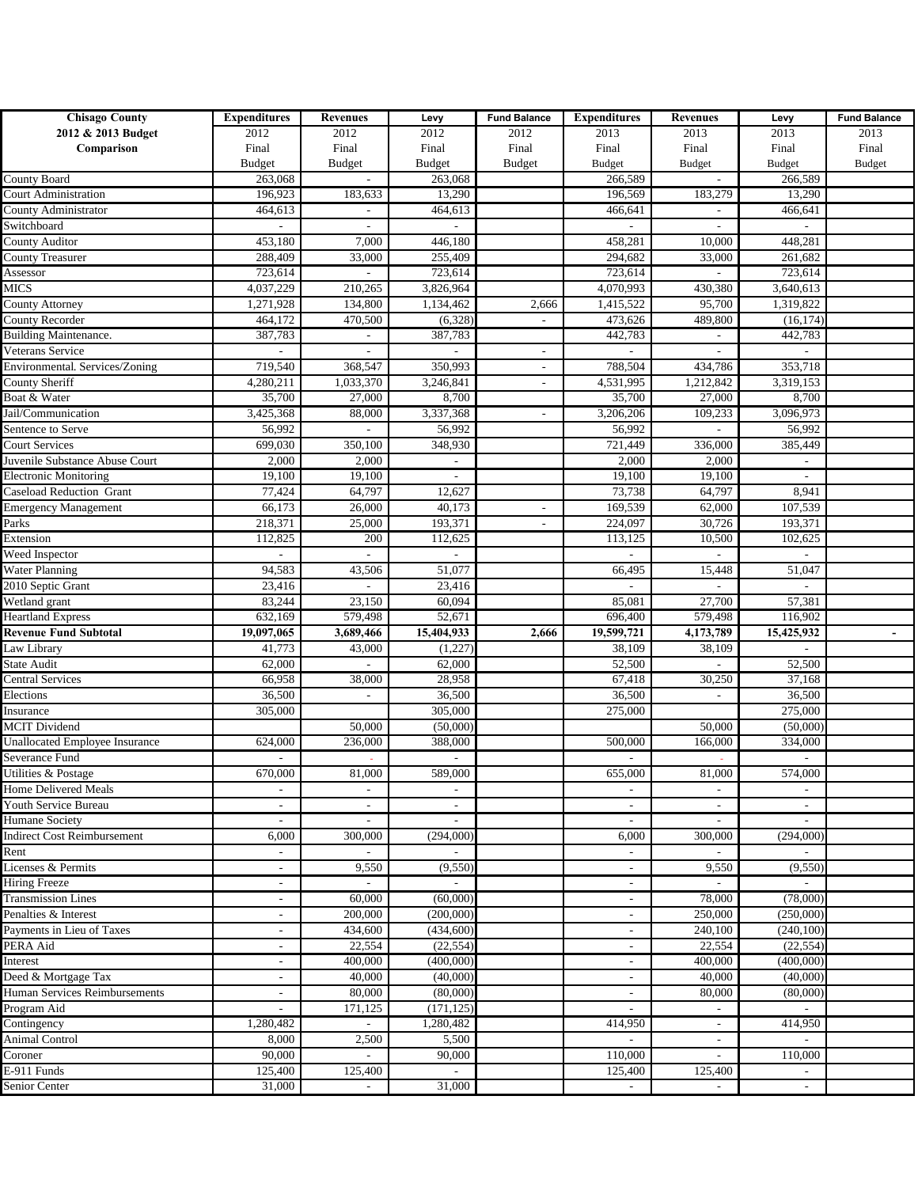| Chisago County 2012 & 2013 Budget Comparison | Expenditures 2012 Final Budget | Revenues 2012 Final Budget | Levy 2012 Final Budget | Fund Balance 2012 Final Budget | Expenditures 2013 Final Budget | Revenues 2013 Final Budget | Levy 2013 Final Budget | Fund Balance 2013 Final Budget |
|---|---|---|---|---|---|---|---|---|
| County Board | 263,068 | - | 263,068 | | 266,589 | - | 266,589 | |
| Court Administration | 196,923 | 183,633 | 13,290 | | 196,569 | 183,279 | 13,290 | |
| County Administrator | 464,613 | - | 464,613 | | 466,641 | - | 466,641 | |
| Switchboard | - | - | - | | - | - | - | |
| County Auditor | 453,180 | 7,000 | 446,180 | | 458,281 | 10,000 | 448,281 | |
| County Treasurer | 288,409 | 33,000 | 255,409 | | 294,682 | 33,000 | 261,682 | |
| Assessor | 723,614 | - | 723,614 | | 723,614 | - | 723,614 | |
| MICS | 4,037,229 | 210,265 | 3,826,964 | | 4,070,993 | 430,380 | 3,640,613 | |
| County Attorney | 1,271,928 | 134,800 | 1,134,462 | 2,666 | 1,415,522 | 95,700 | 1,319,822 | |
| County Recorder | 464,172 | 470,500 | (6,328) | - | 473,626 | 489,800 | (16,174) | |
| Building Maintenance. | 387,783 | - | 387,783 | | 442,783 | - | 442,783 | |
| Veterans Service | - | - | - | - | - | - | - | |
| Environmental. Services/Zoning | 719,540 | 368,547 | 350,993 | - | 788,504 | 434,786 | 353,718 | |
| County Sheriff | 4,280,211 | 1,033,370 | 3,246,841 | - | 4,531,995 | 1,212,842 | 3,319,153 | |
| Boat & Water | 35,700 | 27,000 | 8,700 | | 35,700 | 27,000 | 8,700 | |
| Jail/Communication | 3,425,368 | 88,000 | 3,337,368 | - | 3,206,206 | 109,233 | 3,096,973 | |
| Sentence to Serve | 56,992 | - | 56,992 | | 56,992 | - | 56,992 | |
| Court Services | 699,030 | 350,100 | 348,930 | | 721,449 | 336,000 | 385,449 | |
| Juvenile Substance Abuse Court | 2,000 | 2,000 | - | | 2,000 | 2,000 | - | |
| Electronic Monitoring | 19,100 | 19,100 | - | | 19,100 | 19,100 | - | |
| Caseload Reduction Grant | 77,424 | 64,797 | 12,627 | | 73,738 | 64,797 | 8,941 | |
| Emergency Management | 66,173 | 26,000 | 40,173 | - | 169,539 | 62,000 | 107,539 | |
| Parks | 218,371 | 25,000 | 193,371 | - | 224,097 | 30,726 | 193,371 | |
| Extension | 112,825 | 200 | 112,625 | | 113,125 | 10,500 | 102,625 | |
| Weed Inspector | - | - | - | | - | - | - | |
| Water Planning | 94,583 | 43,506 | 51,077 | | 66,495 | 15,448 | 51,047 | |
| 2010 Septic Grant | 23,416 | - | 23,416 | | - | - | - | |
| Wetland grant | 83,244 | 23,150 | 60,094 | | 85,081 | 27,700 | 57,381 | |
| Heartland Express | 632,169 | 579,498 | 52,671 | | 696,400 | 579,498 | 116,902 | |
| **Revenue Fund Subtotal** | **19,097,065** | **3,689,466** | **15,404,933** | **2,666** | **19,599,721** | **4,173,789** | **15,425,932** | **-** |
| Law Library | 41,773 | 43,000 | (1,227) | | 38,109 | 38,109 | - | |
| State Audit | 62,000 | - | 62,000 | | 52,500 | - | 52,500 | |
| Central Services | 66,958 | 38,000 | 28,958 | | 67,418 | 30,250 | 37,168 | |
| Elections | 36,500 | - | 36,500 | | 36,500 | - | 36,500 | |
| Insurance | 305,000 | | 305,000 | | 275,000 | | 275,000 | |
| MCIT Dividend | | 50,000 | (50,000) | | | 50,000 | (50,000) | |
| Unallocated Employee Insurance | 624,000 | 236,000 | 388,000 | | 500,000 | 166,000 | 334,000 | |
| Severance Fund | - | - | - | | - | - | - | |
| Utilities & Postage | 670,000 | 81,000 | 589,000 | | 655,000 | 81,000 | 574,000 | |
| Home Delivered Meals | - | - | - | | - | - | - | |
| Youth Service Bureau | - | - | - | | - | - | - | |
| Humane Society | - | - | - | | - | - | - | |
| Indirect Cost Reimbursement | 6,000 | 300,000 | (294,000) | | 6,000 | 300,000 | (294,000) | |
| Rent | - | - | - | | - | - | - | |
| Licenses & Permits | - | 9,550 | (9,550) | | - | 9,550 | (9,550) | |
| Hiring Freeze | - | - | - | | - | - | - | |
| Transmission Lines | - | 60,000 | (60,000) | | - | 78,000 | (78,000) | |
| Penalties & Interest | - | 200,000 | (200,000) | | - | 250,000 | (250,000) | |
| Payments in Lieu of Taxes | - | 434,600 | (434,600) | | - | 240,100 | (240,100) | |
| PERA Aid | - | 22,554 | (22,554) | | - | 22,554 | (22,554) | |
| Interest | - | 400,000 | (400,000) | | - | 400,000 | (400,000) | |
| Deed & Mortgage Tax | - | 40,000 | (40,000) | | - | 40,000 | (40,000) | |
| Human Services Reimbursements | - | 80,000 | (80,000) | | - | 80,000 | (80,000) | |
| Program Aid | - | 171,125 | (171,125) | | - | - | - | |
| Contingency | 1,280,482 | - | 1,280,482 | | 414,950 | - | 414,950 | |
| Animal Control | 8,000 | 2,500 | 5,500 | | - | - | - | |
| Coroner | 90,000 | - | 90,000 | | 110,000 | - | 110,000 | |
| E-911 Funds | 125,400 | 125,400 | - | | 125,400 | 125,400 | - | |
| Senior Center | 31,000 | - | 31,000 | | - | - | - | |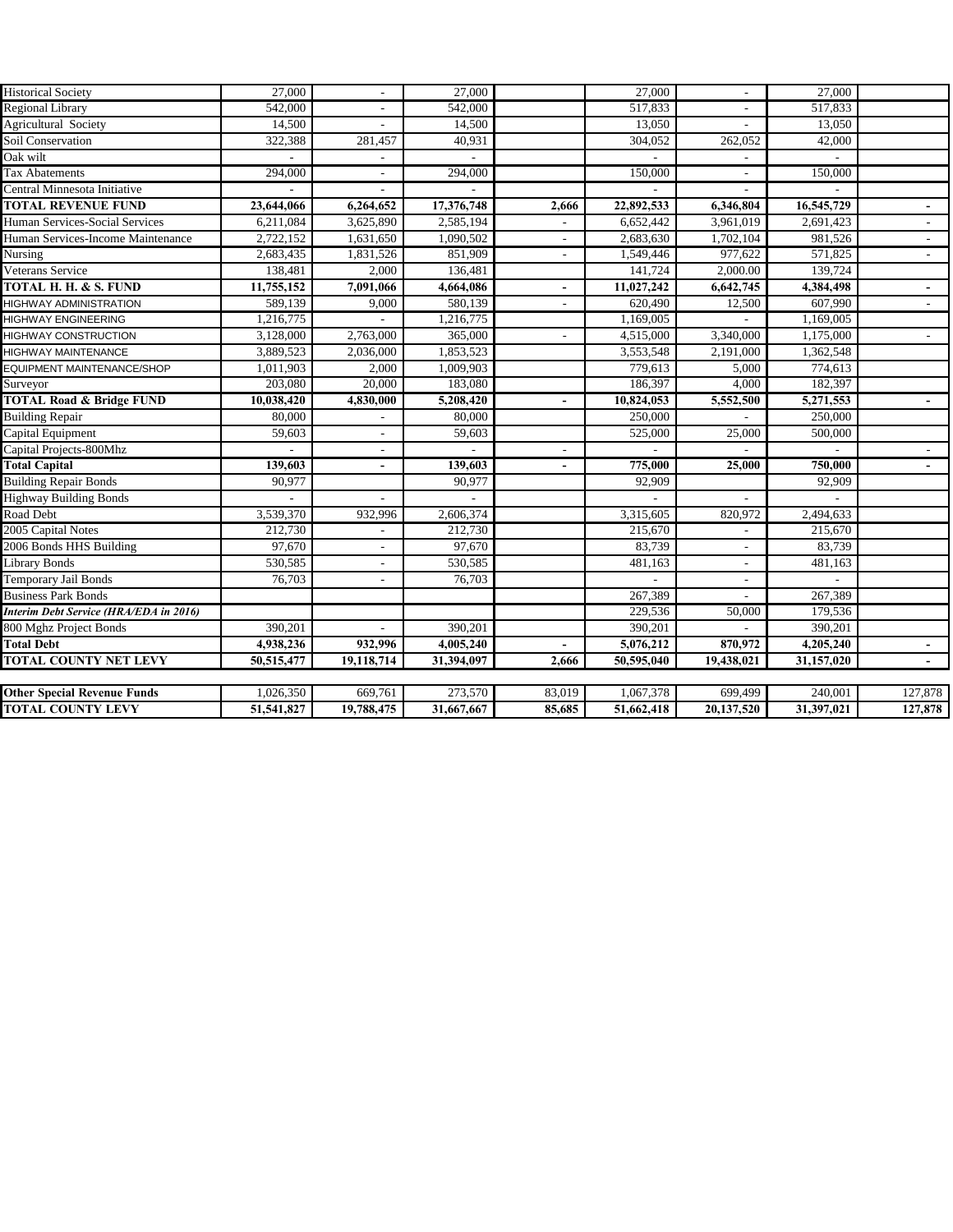| | | | | | | | | |
|---|---|---|---|---|---|---|---|---|
| Historical Society | 27,000 | - | 27,000 | | 27,000 | - | 27,000 | |
| Regional Library | 542,000 | - | 542,000 | | 517,833 | - | 517,833 | |
| Agricultural Society | 14,500 | - | 14,500 | | 13,050 | - | 13,050 | |
| Soil Conservation | 322,388 | 281,457 | 40,931 | | 304,052 | 262,052 | 42,000 | |
| Oak wilt | - | - | - | | - | - | - | |
| Tax Abatements | 294,000 | - | 294,000 | | 150,000 | - | 150,000 | |
| Central Minnesota Initiative | - | - | - | | - | - | - | |
| **TOTAL REVENUE FUND** | **23,644,066** | **6,264,652** | **17,376,748** | **2,666** | **22,892,533** | **6,346,804** | **16,545,729** | **-** |
| Human Services-Social Services | 6,211,084 | 3,625,890 | 2,585,194 | - | 6,652,442 | 3,961,019 | 2,691,423 | - |
| Human Services-Income Maintenance | 2,722,152 | 1,631,650 | 1,090,502 | - | 2,683,630 | 1,702,104 | 981,526 | - |
| Nursing | 2,683,435 | 1,831,526 | 851,909 | - | 1,549,446 | 977,622 | 571,825 | - |
| Veterans Service | 138,481 | 2,000 | 136,481 | | 141,724 | 2,000.00 | 139,724 | |
| **TOTAL H. H. & S. FUND** | **11,755,152** | **7,091,066** | **4,664,086** | **-** | **11,027,242** | **6,642,745** | **4,384,498** | **-** |
| HIGHWAY ADMINISTRATION | 589,139 | 9,000 | 580,139 | - | 620,490 | 12,500 | 607,990 | - |
| HIGHWAY ENGINEERING | 1,216,775 | - | 1,216,775 | | 1,169,005 | - | 1,169,005 | |
| HIGHWAY CONSTRUCTION | 3,128,000 | 2,763,000 | 365,000 | - | 4,515,000 | 3,340,000 | 1,175,000 | - |
| HIGHWAY MAINTENANCE | 3,889,523 | 2,036,000 | 1,853,523 | | 3,553,548 | 2,191,000 | 1,362,548 | |
| EQUIPMENT MAINTENANCE/SHOP | 1,011,903 | 2,000 | 1,009,903 | | 779,613 | 5,000 | 774,613 | |
| Surveyor | 203,080 | 20,000 | 183,080 | | 186,397 | 4,000 | 182,397 | |
| **TOTAL Road & Bridge FUND** | **10,038,420** | **4,830,000** | **5,208,420** | **-** | **10,824,053** | **5,552,500** | **5,271,553** | **-** |
| Building Repair | 80,000 | - | 80,000 | | 250,000 | - | 250,000 | |
| Capital Equipment | 59,603 | - | 59,603 | | 525,000 | 25,000 | 500,000 | |
| Capital Projects-800Mhz | - | - | - | - | - | - | - | - |
| **Total Capital** | **139,603** | **-** | **139,603** | **-** | **775,000** | **25,000** | **750,000** | **-** |
| Building Repair Bonds | 90,977 | | 90,977 | | 92,909 | | 92,909 | |
| Highway Building Bonds | - | - | - | | - | - | - | |
| Road Debt | 3,539,370 | 932,996 | 2,606,374 | | 3,315,605 | 820,972 | 2,494,633 | |
| 2005 Capital Notes | 212,730 | - | 212,730 | | 215,670 | - | 215,670 | |
| 2006 Bonds HHS Building | 97,670 | - | 97,670 | | 83,739 | - | 83,739 | |
| Library Bonds | 530,585 | - | 530,585 | | 481,163 | - | 481,163 | |
| Temporary Jail Bonds | 76,703 | - | 76,703 | | - | - | - | |
| Business Park Bonds | | | | | 267,389 | - | 267,389 | |
| ***Interim Debt Service (HRA/EDA in 2016)*** | | | | | 229,536 | 50,000 | 179,536 | |
| 800 Mghz Project Bonds | 390,201 | - | 390,201 | | 390,201 | - | 390,201 | |
| **Total Debt** | **4,938,236** | **932,996** | **4,005,240** | **-** | **5,076,212** | **870,972** | **4,205,240** | **-** |
| **TOTAL COUNTY NET LEVY** | **50,515,477** | **19,118,714** | **31,394,097** | **2,666** | **50,595,040** | **19,438,021** | **31,157,020** | **-** |
| | | | | | | | | |
| **Other Special Revenue Funds** | 1,026,350 | 669,761 | 273,570 | 83,019 | 1,067,378 | 699,499 | 240,001 | 127,878 |
| **TOTAL COUNTY LEVY** | **51,541,827** | **19,788,475** | **31,667,667** | **85,685** | **51,662,418** | **20,137,520** | **31,397,021** | **127,878** |